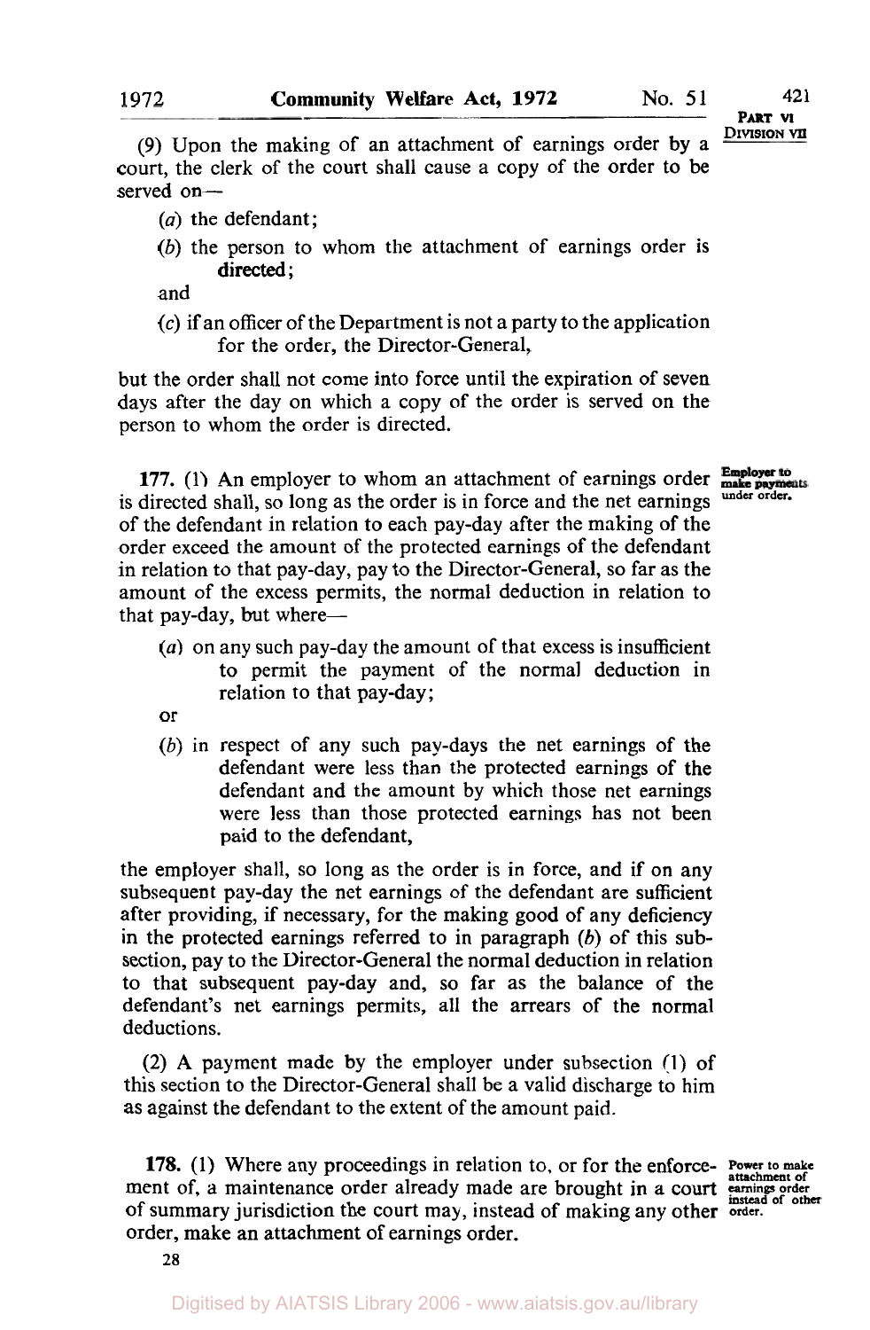(9) Upon the making of an attachment of earnings order by a court, the clerk of the court shall cause a copy of the order to be served on—

(*a*) the defendant;

(*b*) the person to whom the attachment of earnings order is directed;

and

(*c*) if an officer of the Department is not a party to the application for the order, the Director-General,

but the order shall not come into force until the expiration of seven days after the day on which a copy of the order is served on the person to whom the order is directed.

**Employer to make payments under order.**

**177.** (1) An employer to whom an attachment of earnings order is directed shall, so long as the order is in force and the net earnings of the defendant in relation to each pay-day after the making of the order exceed the amount of the protected earnings of the defendant in relation to that pay-day, pay to the Director-General, so far as the amount of the excess permits, the normal deduction in relation to that pay-day, but where—

(*a*) on any such pay-day the amount of that excess is insufficient to permit the payment of the normal deduction in relation to that pay-day;

or

(*b*) in respect of any such pay-days the net earnings of the defendant were less than the protected earnings of the defendant and the amount by which those net earnings were less than those protected earnings has not been paid to the defendant,

the employer shall, so long as the order is in force, and if on any subsequent pay-day the net earnings of the defendant are sufficient after providing, if necessary, for the making good of any deficiency in the protected earnings referred to in paragraph (*b*) of this subsection, pay to the Director-General the normal deduction in relation to that subsequent pay-day and, so far as the balance of the defendant's net earnings permits, all the arrears of the normal deductions.

(2) A payment made by the employer under subsection (1) of this section to the Director-General shall be a valid discharge to him as against the defendant to the extent of the amount paid.

**Power to make attachment of earnings order instead of other order.**

**178.** (1) Where any proceedings in relation to, or for the enforcement of, a maintenance order already made are brought in a court of summary jurisdiction the court may, instead of making any other order, make an attachment of earnings order.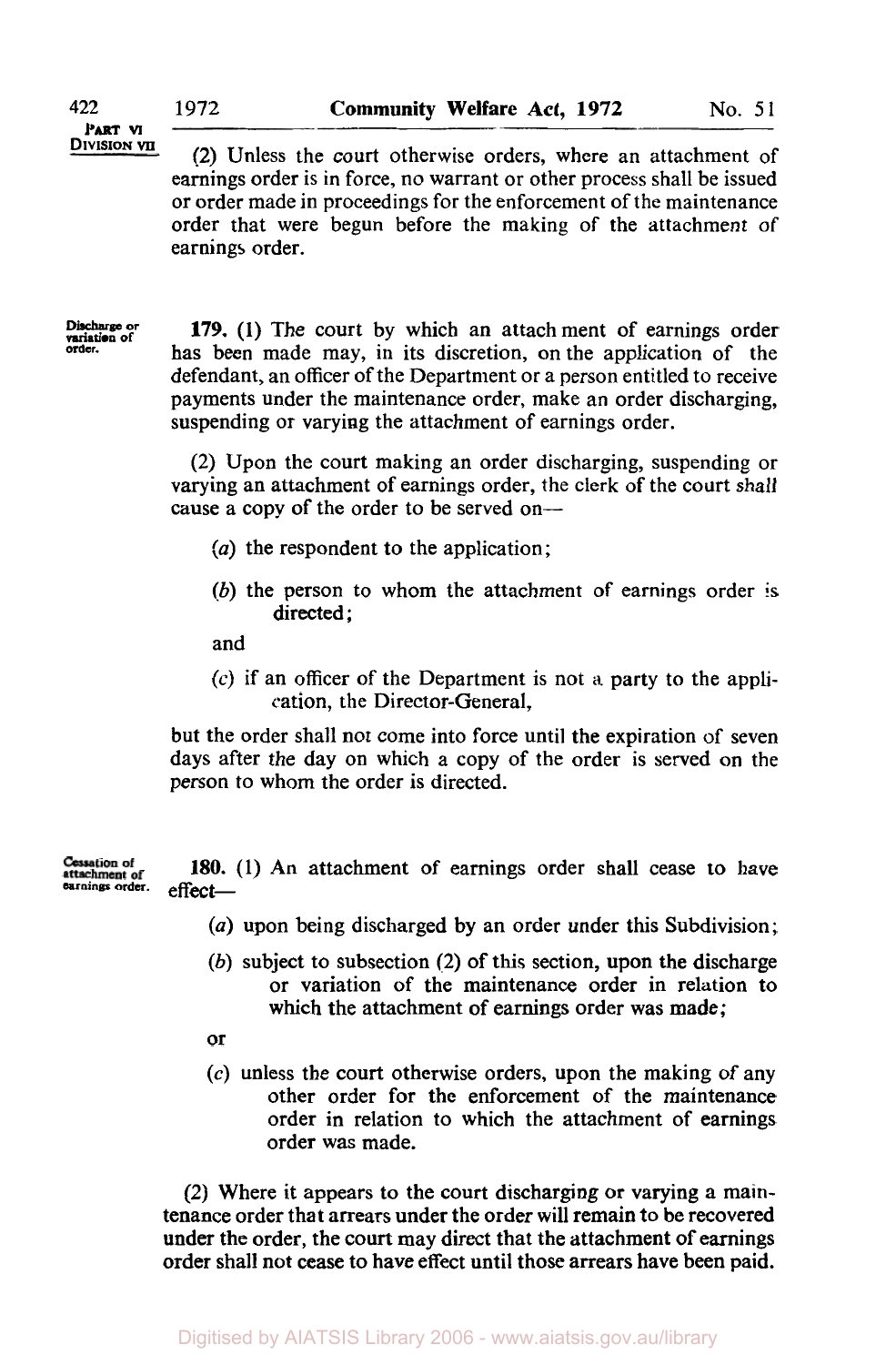(2) Unless the court otherwise orders, where an attachment of earnings order is in force, no warrant or other process shall be issued or order made in proceedings for the enforcement of the maintenance order that were begun before the making of the attachment of earnings order.

*Discharge or variation of order.*

**179.** (1) The court by which an attachment of earnings order has been made may, in its discretion, on the application of the defendant, an officer of the Department or a person entitled to receive payments under the maintenance order, make an order discharging, suspending or varying the attachment of earnings order.

(2) Upon the court making an order discharging, suspending or varying an attachment of earnings order, the clerk of the court shall cause a copy of the order to be served on—

- (*a*) the respondent to the application;
- (*b*) the person to whom the attachment of earnings order is directed;

and

- (*c*) if an officer of the Department is not a party to the application, the Director-General,

but the order shall not come into force until the expiration of seven days after the day on which a copy of the order is served on the person to whom the order is directed.

*Cessation of attachment of earnings order.*

**180.** (1) An attachment of earnings order shall cease to have effect—

- (*a*) upon being discharged by an order under this Subdivision;
- (*b*) subject to subsection (2) of this section, upon the discharge or variation of the maintenance order in relation to which the attachment of earnings order was made;

or

- (*c*) unless the court otherwise orders, upon the making of any other order for the enforcement of the maintenance order in relation to which the attachment of earnings order was made.

(2) Where it appears to the court discharging or varying a maintenance order that arrears under the order will remain to be recovered under the order, the court may direct that the attachment of earnings order shall not cease to have effect until those arrears have been paid.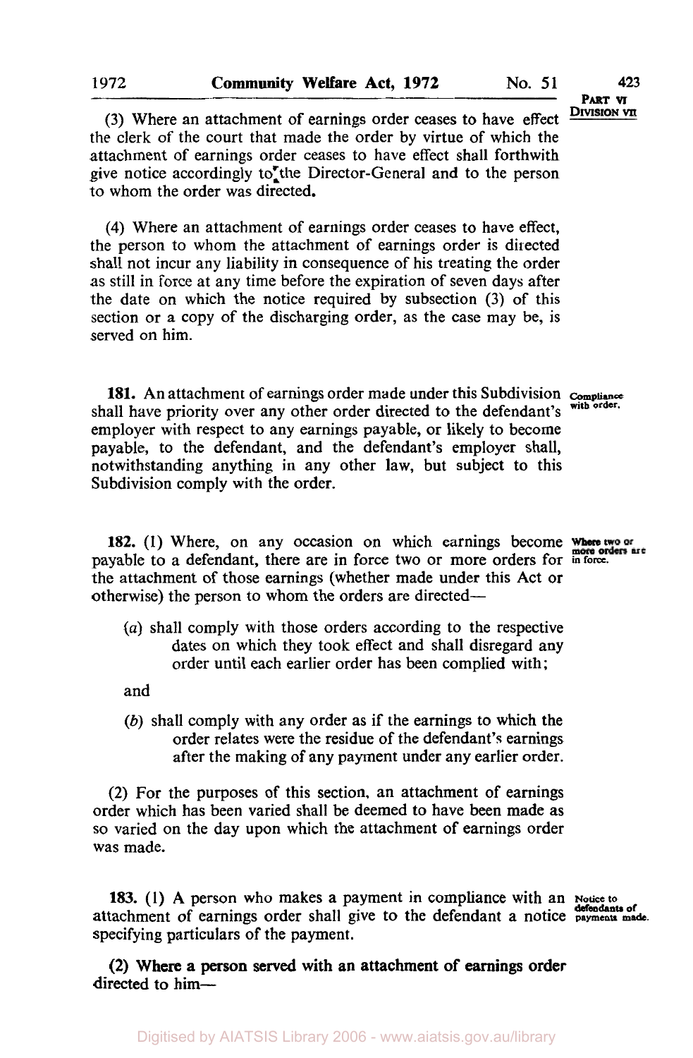(3) Where an attachment of earnings order ceases to have effect the clerk of the court that made the order by virtue of which the attachment of earnings order ceases to have effect shall forthwith give notice accordingly to the Director-General and to the person to whom the order was directed.

(4) Where an attachment of earnings order ceases to have effect, the person to whom the attachment of earnings order is directed shall not incur any liability in consequence of his treating the order as still in force at any time before the expiration of seven days after the date on which the notice required by subsection (3) of this section or a copy of the discharging order, as the case may be, is served on him.

*Compliance with order.*

**181.** An attachment of earnings order made under this Subdivision shall have priority over any other order directed to the defendant's employer with respect to any earnings payable, or likely to become payable, to the defendant, and the defendant's employer shall, notwithstanding anything in any other law, but subject to this Subdivision comply with the order.

*Where two or more orders are in force.*

**182.** (1) Where, on any occasion on which earnings become payable to a defendant, there are in force two or more orders for the attachment of those earnings (whether made under this Act or otherwise) the person to whom the orders are directed—

(*a*) shall comply with those orders according to the respective dates on which they took effect and shall disregard any order until each earlier order has been complied with;

and

(*b*) shall comply with any order as if the earnings to which the order relates were the residue of the defendant's earnings after the making of any payment under any earlier order.

(2) For the purposes of this section, an attachment of earnings order which has been varied shall be deemed to have been made as so varied on the day upon which the attachment of earnings order was made.

*Notice to defendants of payments made.*

**183.** (1) A person who makes a payment in compliance with an attachment of earnings order shall give to the defendant a notice specifying particulars of the payment.

(2) Where a person served with an attachment of earnings order directed to him—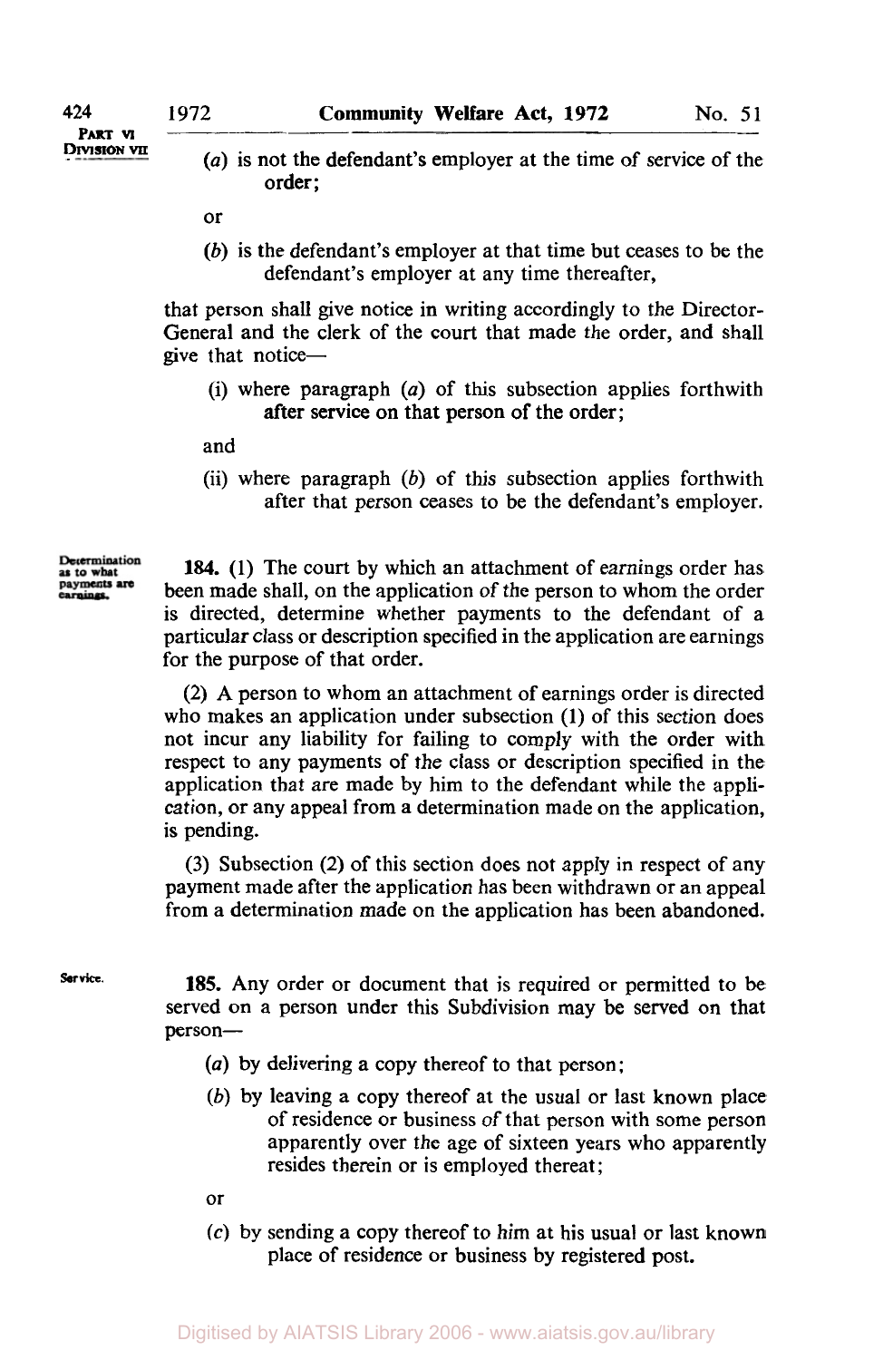(*a*) is not the defendant's employer at the time of service of the order;

or

(*b*) is the defendant's employer at that time but ceases to be the defendant's employer at any time thereafter,

that person shall give notice in writing accordingly to the Director-General and the clerk of the court that made the order, and shall give that notice—

(i) where paragraph (*a*) of this subsection applies forthwith after service on that person of the order;

and

(ii) where paragraph (*b*) of this subsection applies forthwith after that person ceases to be the defendant's employer.

Determination as to what payments are earnings.

**184.** (1) The court by which an attachment of earnings order has been made shall, on the application of the person to whom the order is directed, determine whether payments to the defendant of a particular class or description specified in the application are earnings for the purpose of that order.

(2) A person to whom an attachment of earnings order is directed who makes an application under subsection (1) of this section does not incur any liability for failing to comply with the order with respect to any payments of the class or description specified in the application that are made by him to the defendant while the application, or any appeal from a determination made on the application, is pending.

(3) Subsection (2) of this section does not apply in respect of any payment made after the application has been withdrawn or an appeal from a determination made on the application has been abandoned.

Service.

**185.** Any order or document that is required or permitted to be served on a person under this Subdivision may be served on that person—

(*a*) by delivering a copy thereof to that person;

(*b*) by leaving a copy thereof at the usual or last known place of residence or business of that person with some person apparently over the age of sixteen years who apparently resides therein or is employed thereat;

or

(*c*) by sending a copy thereof to him at his usual or last known place of residence or business by registered post.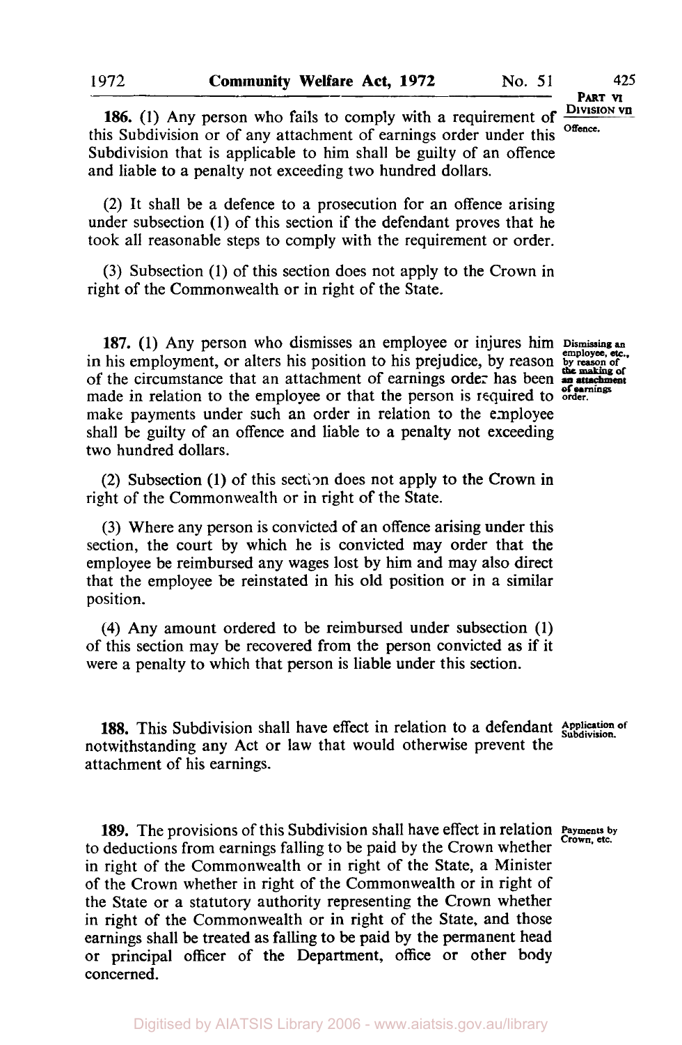**186.** (1) Any person who fails to comply with a requirement of this Subdivision or of any attachment of earnings order under this Subdivision that is applicable to him shall be guilty of an offence and liable to a penalty not exceeding two hundred dollars.

*Offence.*

(2) It shall be a defence to a prosecution for an offence arising under subsection (1) of this section if the defendant proves that he took all reasonable steps to comply with the requirement or order.

(3) Subsection (1) of this section does not apply to the Crown in right of the Commonwealth or in right of the State.

**187.** (1) Any person who dismisses an employee or injures him in his employment, or alters his position to his prejudice, by reason of the circumstance that an attachment of earnings order has been made in relation to the employee or that the person is required to make payments under such an order in relation to the employee shall be guilty of an offence and liable to a penalty not exceeding two hundred dollars.

*Dismissing an employee, etc., by reason of the making of an attachment of earnings order.*

(2) Subsection (1) of this section does not apply to the Crown in right of the Commonwealth or in right of the State.

(3) Where any person is convicted of an offence arising under this section, the court by which he is convicted may order that the employee be reimbursed any wages lost by him and may also direct that the employee be reinstated in his old position or in a similar position.

(4) Any amount ordered to be reimbursed under subsection (1) of this section may be recovered from the person convicted as if it were a penalty to which that person is liable under this section.

**188.** This Subdivision shall have effect in relation to a defendant notwithstanding any Act or law that would otherwise prevent the attachment of his earnings.

*Application of Subdivision.*

**189.** The provisions of this Subdivision shall have effect in relation to deductions from earnings falling to be paid by the Crown whether in right of the Commonwealth or in right of the State, a Minister of the Crown whether in right of the Commonwealth or in right of the State or a statutory authority representing the Crown whether in right of the Commonwealth or in right of the State, and those earnings shall be treated as falling to be paid by the permanent head or principal officer of the Department, office or other body concerned.

*Payments by Crown, etc.*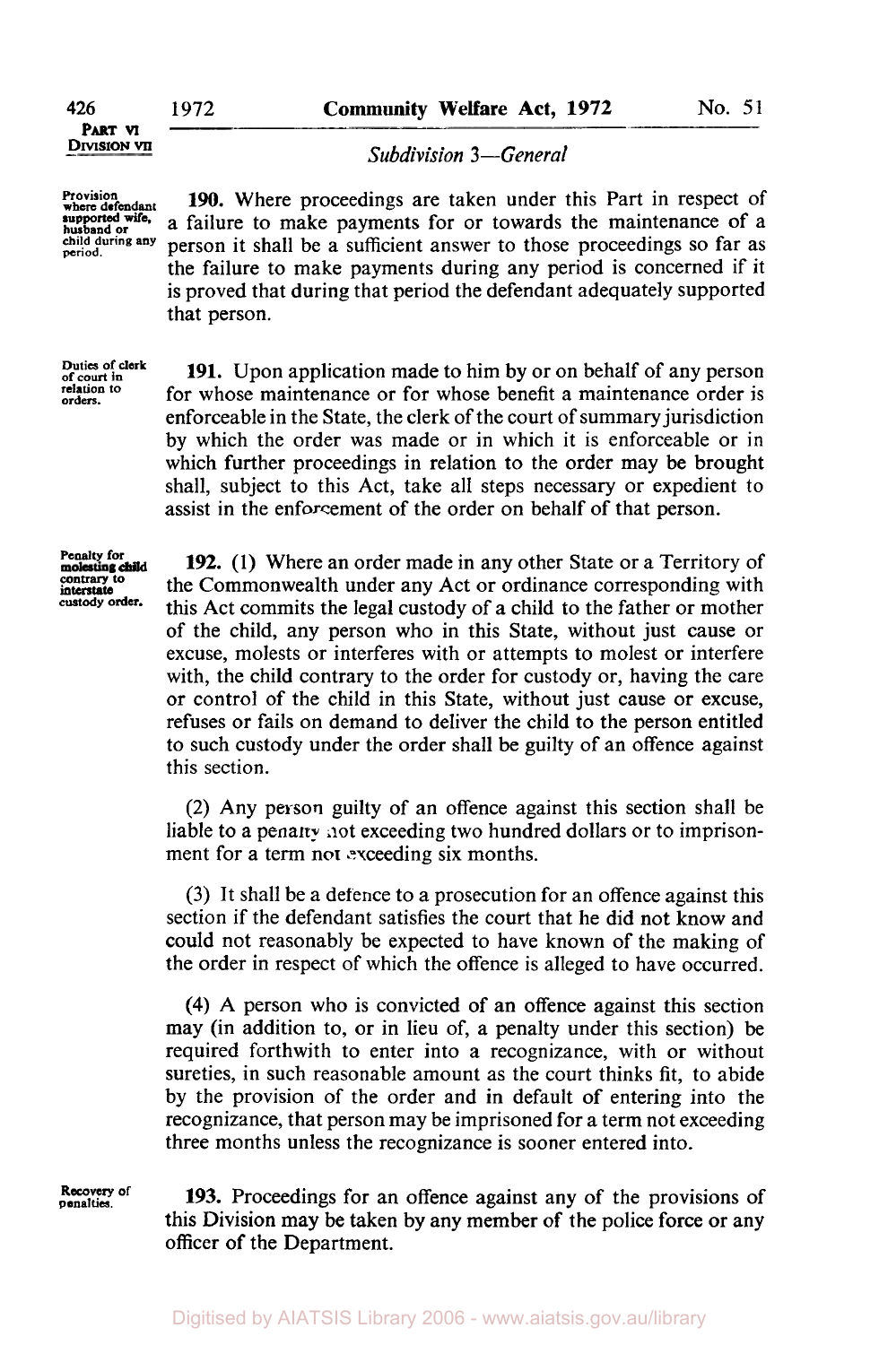*Subdivision 3—General*

Provision where defendant supported wife, husband or child during any period.

**190.** Where proceedings are taken under this Part in respect of a failure to make payments for or towards the maintenance of a person it shall be a sufficient answer to those proceedings so far as the failure to make payments during any period is concerned if it is proved that during that period the defendant adequately supported that person.

Duties of clerk of court in relation to orders.

**191.** Upon application made to him by or on behalf of any person for whose maintenance or for whose benefit a maintenance order is enforceable in the State, the clerk of the court of summary jurisdiction by which the order was made or in which it is enforceable or in which further proceedings in relation to the order may be brought shall, subject to this Act, take all steps necessary or expedient to assist in the enforcement of the order on behalf of that person.

Penalty for molesting child contrary to interstate custody order.

**192.** (1) Where an order made in any other State or a Territory of the Commonwealth under any Act or ordinance corresponding with this Act commits the legal custody of a child to the father or mother of the child, any person who in this State, without just cause or excuse, molests or interferes with or attempts to molest or interfere with, the child contrary to the order for custody or, having the care or control of the child in this State, without just cause or excuse, refuses or fails on demand to deliver the child to the person entitled to such custody under the order shall be guilty of an offence against this section.

(2) Any person guilty of an offence against this section shall be liable to a penalty not exceeding two hundred dollars or to imprisonment for a term not exceeding six months.

(3) It shall be a defence to a prosecution for an offence against this section if the defendant satisfies the court that he did not know and could not reasonably be expected to have known of the making of the order in respect of which the offence is alleged to have occurred.

(4) A person who is convicted of an offence against this section may (in addition to, or in lieu of, a penalty under this section) be required forthwith to enter into a recognizance, with or without sureties, in such reasonable amount as the court thinks fit, to abide by the provision of the order and in default of entering into the recognizance, that person may be imprisoned for a term not exceeding three months unless the recognizance is sooner entered into.

Recovery of penalties.

**193.** Proceedings for an offence against any of the provisions of this Division may be taken by any member of the police force or any officer of the Department.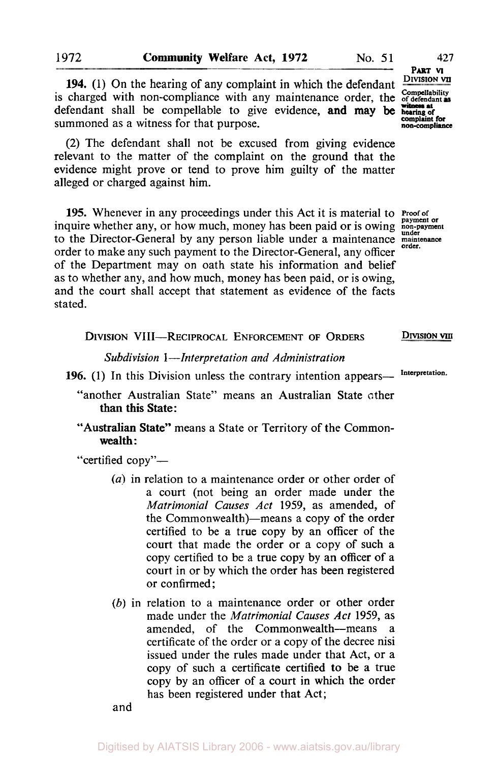**194.** (1) On the hearing of any complaint in which the defendant is charged with non-compliance with any maintenance order, the defendant shall be compellable to give evidence, and may be summoned as a witness for that purpose.

*Compellability of defendant as witness at hearing of complaint for non-compliance*

(2) The defendant shall not be excused from giving evidence relevant to the matter of the complaint on the ground that the evidence might prove or tend to prove him guilty of the matter alleged or charged against him.

**195.** Whenever in any proceedings under this Act it is material to inquire whether any, or how much, money has been paid or is owing to the Director-General by any person liable under a maintenance order to make any such payment to the Director-General, any officer of the Department may on oath state his information and belief as to whether any, and how much, money has been paid, or is owing, and the court shall accept that statement as evidence of the facts stated.

*Proof of payment or non-payment under maintenance order.*

## DIVISION VIII—RECIPROCAL ENFORCEMENT OF ORDERS

### *Subdivision 1—Interpretation and Administration*

**196.** (1) In this Division unless the contrary intention appears—

*Interpretation.*

"another Australian State" means an Australian State other than this State:

"Australian State" means a State or Territory of the Commonwealth:

"certified copy"—

(*a*) in relation to a maintenance order or other order of a court (not being an order made under the *Matrimonial Causes Act* 1959, as amended, of the Commonwealth)—means a copy of the order certified to be a true copy by an officer of the court that made the order or a copy of such a copy certified to be a true copy by an officer of a court in or by which the order has been registered or confirmed;

(*b*) in relation to a maintenance order or other order made under the *Matrimonial Causes Act* 1959, as amended, of the Commonwealth—means a certificate of the order or a copy of the decree nisi issued under the rules made under that Act, or a copy of such a certificate certified to be a true copy by an officer of a court in which the order has been registered under that Act;

and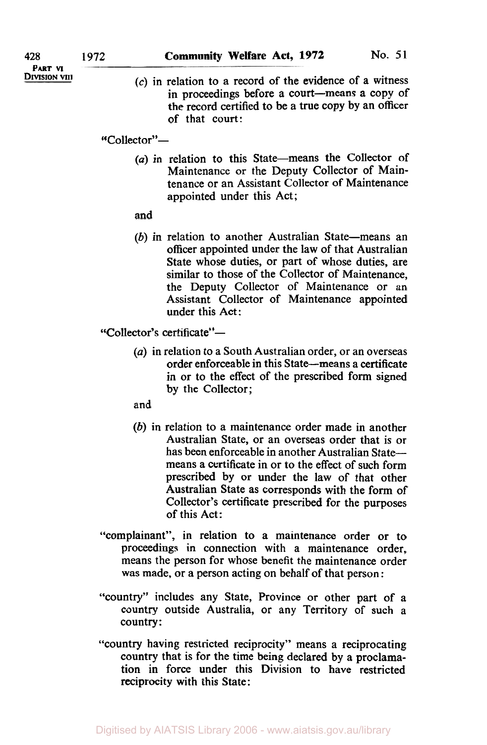(c) in relation to a record of the evidence of a witness in proceedings before a court—means a copy of the record certified to be a true copy by an officer of that court:

"Collector"—

(a) in relation to this State—means the Collector of Maintenance or the Deputy Collector of Maintenance or an Assistant Collector of Maintenance appointed under this Act;

and

(b) in relation to another Australian State—means an officer appointed under the law of that Australian State whose duties, or part of whose duties, are similar to those of the Collector of Maintenance, the Deputy Collector of Maintenance or an Assistant Collector of Maintenance appointed under this Act:

"Collector's certificate"—

(a) in relation to a South Australian order, or an overseas order enforceable in this State—means a certificate in or to the effect of the prescribed form signed by the Collector;

and

(b) in relation to a maintenance order made in another Australian State, or an overseas order that is or has been enforceable in another Australian State—means a certificate in or to the effect of such form prescribed by or under the law of that other Australian State as corresponds with the form of Collector's certificate prescribed for the purposes of this Act:

"complainant", in relation to a maintenance order or to proceedings in connection with a maintenance order, means the person for whose benefit the maintenance order was made, or a person acting on behalf of that person:

"country" includes any State, Province or other part of a country outside Australia, or any Territory of such a country:

"country having restricted reciprocity" means a reciprocating country that is for the time being declared by a proclamation in force under this Division to have restricted reciprocity with this State: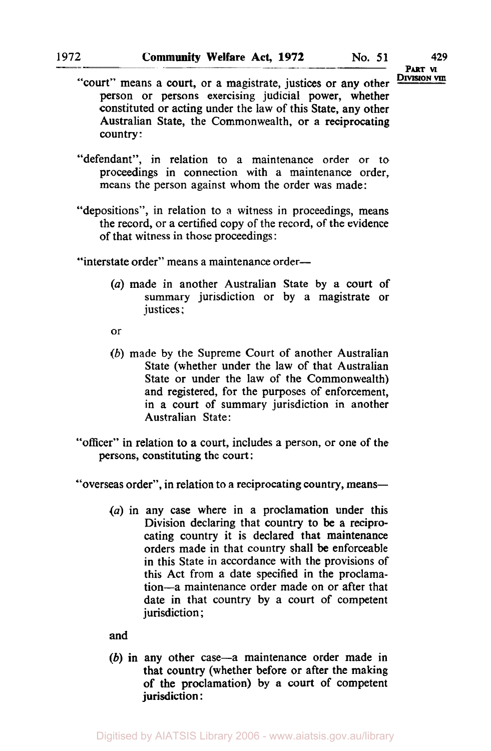"court" means a court, or a magistrate, justices or any other person or persons exercising judicial power, whether constituted or acting under the law of this State, any other Australian State, the Commonwealth, or a reciprocating country:

"defendant", in relation to a maintenance order or to proceedings in connection with a maintenance order, means the person against whom the order was made:

"depositions", in relation to a witness in proceedings, means the record, or a certified copy of the record, of the evidence of that witness in those proceedings:

"interstate order" means a maintenance order—

> (*a*) made in another Australian State by a court of summary jurisdiction or by a magistrate or justices;
>
> or
>
> (*b*) made by the Supreme Court of another Australian State (whether under the law of that Australian State or under the law of the Commonwealth) and registered, for the purposes of enforcement, in a court of summary jurisdiction in another Australian State:

"officer" in relation to a court, includes a person, or one of the persons, constituting the court:

"overseas order", in relation to a reciprocating country, means—

> (*a*) in any case where in a proclamation under this Division declaring that country to be a reciprocating country it is declared that maintenance orders made in that country shall be enforceable in this State in accordance with the provisions of this Act from a date specified in the proclamation—a maintenance order made on or after that date in that country by a court of competent jurisdiction;
>
> and
>
> (*b*) in any other case—a maintenance order made in that country (whether before or after the making of the proclamation) by a court of competent jurisdiction: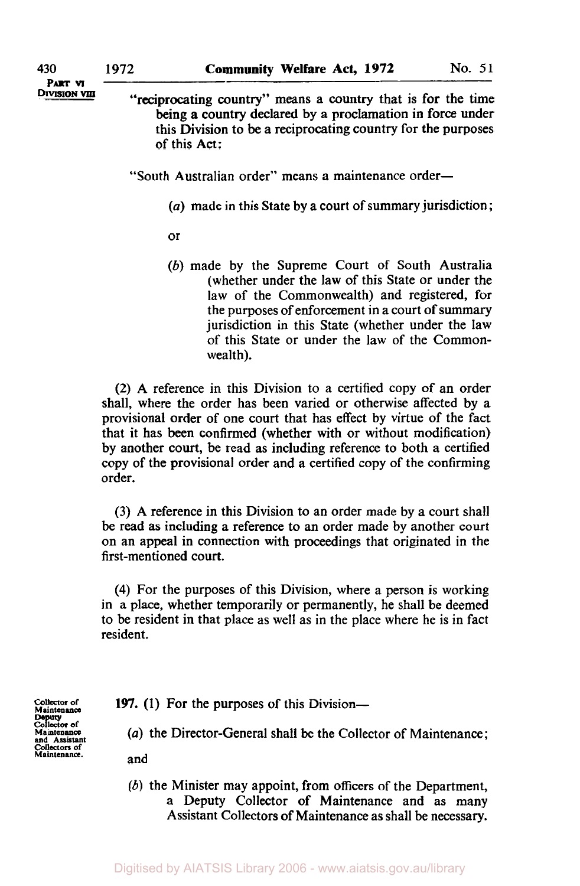"reciprocating country" means a country that is for the time being a country declared by a proclamation in force under this Division to be a reciprocating country for the purposes of this Act;

"South Australian order" means a maintenance order—

(*a*) made in this State by a court of summary jurisdiction;

or

(*b*) made by the Supreme Court of South Australia (whether under the law of this State or under the law of the Commonwealth) and registered, for the purposes of enforcement in a court of summary jurisdiction in this State (whether under the law of this State or under the law of the Commonwealth).

(2) A reference in this Division to a certified copy of an order shall, where the order has been varied or otherwise affected by a provisional order of one court that has effect by virtue of the fact that it has been confirmed (whether with or without modification) by another court, be read as including reference to both a certified copy of the provisional order and a certified copy of the confirming order.

(3) A reference in this Division to an order made by a court shall be read as including a reference to an order made by another court on an appeal in connection with proceedings that originated in the first-mentioned court.

(4) For the purposes of this Division, where a person is working in a place, whether temporarily or permanently, he shall be deemed to be resident in that place as well as in the place where he is in fact resident.

Collector of Maintenance Deputy Collector of Maintenance and Assistant Collectors of Maintenance.

**197.** (1) For the purposes of this Division—

(*a*) the Director-General shall be the Collector of Maintenance;

and

(*b*) the Minister may appoint, from officers of the Department, a Deputy Collector of Maintenance and as many Assistant Collectors of Maintenance as shall be necessary.